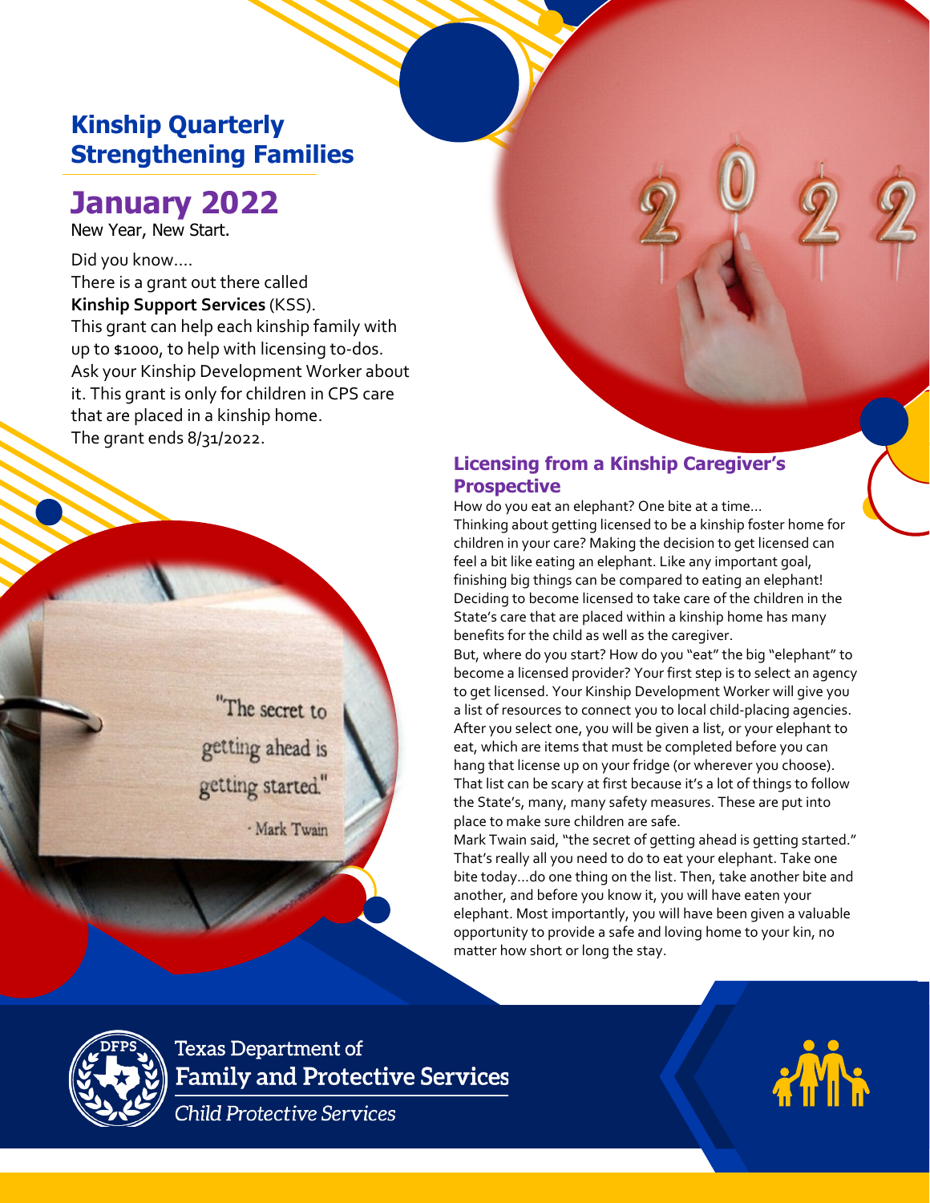# Kinship Quarterly Strengthening Families

## January 2022

New Year, New Start.

Did you know....
There is a grant out there called **Kinship Support Services** (KSS).
This grant can help each kinship family with up to $1000, to help with licensing to-dos. Ask your Kinship Development Worker about it. This grant is only for children in CPS care that are placed in a kinship home.
The grant ends 8/31/2022.

"The secret to getting ahead is getting started."
- Mark Twain

## Licensing from a Kinship Caregiver's Prospective

How do you eat an elephant? One bite at a time...
Thinking about getting licensed to be a kinship foster home for children in your care? Making the decision to get licensed can feel a bit like eating an elephant. Like any important goal, finishing big things can be compared to eating an elephant! Deciding to become licensed to take care of the children in the State's care that are placed within a kinship home has many benefits for the child as well as the caregiver.
But, where do you start? How do you "eat" the big "elephant" to become a licensed provider? Your first step is to select an agency to get licensed. Your Kinship Development Worker will give you a list of resources to connect you to local child-placing agencies. After you select one, you will be given a list, or your elephant to eat, which are items that must be completed before you can hang that license up on your fridge (or wherever you choose). That list can be scary at first because it's a lot of things to follow the State's, many, many safety measures. These are put into place to make sure children are safe.
Mark Twain said, "the secret of getting ahead is getting started." That's really all you need to do to eat your elephant. Take one bite today...do one thing on the list. Then, take another bite and another, and before you know it, you will have eaten your elephant. Most importantly, you will have been given a valuable opportunity to provide a safe and loving home to your kin, no matter how short or long the stay.

Texas Department of Family and Protective Services
*Child Protective Services*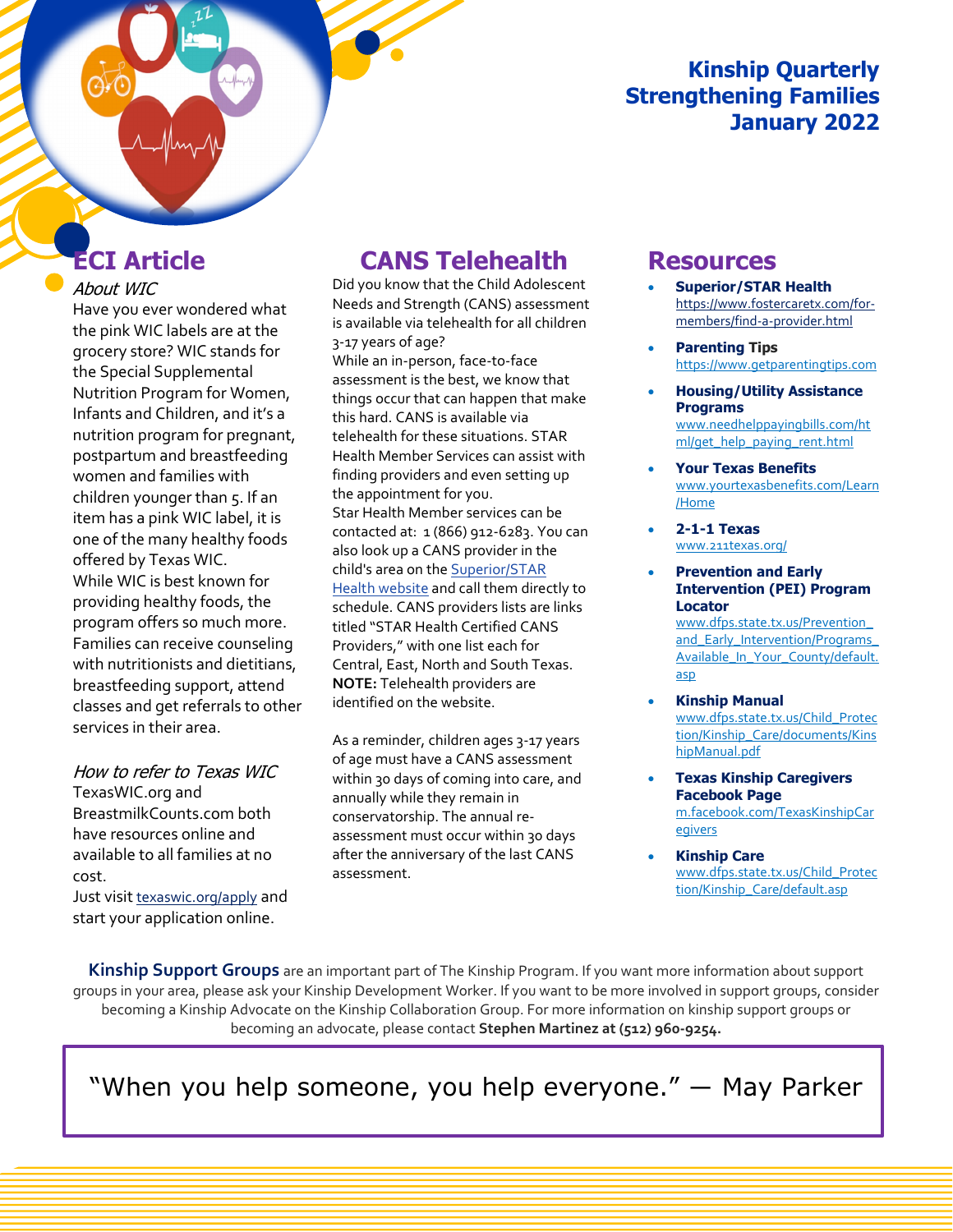# Kinship Quarterly
# Strengthening Families
# January 2022

## ECI Article

*About WIC*

Have you ever wondered what the pink WIC labels are at the grocery store? WIC stands for the Special Supplemental Nutrition Program for Women, Infants and Children, and it's a nutrition program for pregnant, postpartum and breastfeeding women and families with children younger than 5. If an item has a pink WIC label, it is one of the many healthy foods offered by Texas WIC.

While WIC is best known for providing healthy foods, the program offers so much more. Families can receive counseling with nutritionists and dietitians, breastfeeding support, attend classes and get referrals to other services in their area.

*How to refer to Texas WIC*

TexasWIC.org and BreastmilkCounts.com both have resources online and available to all families at no cost.

Just visit texaswic.org/apply and start your application online.

## CANS Telehealth

Did you know that the Child Adolescent Needs and Strength (CANS) assessment is available via telehealth for all children 3-17 years of age?

While an in-person, face-to-face assessment is the best, we know that things occur that can happen that make this hard. CANS is available via telehealth for these situations. STAR Health Member Services can assist with finding providers and even setting up the appointment for you.

Star Health Member services can be contacted at: 1 (866) 912-6283. You can also look up a CANS provider in the child's area on the Superior/STAR Health website and call them directly to schedule. CANS providers lists are links titled "STAR Health Certified CANS Providers," with one list each for Central, East, North and South Texas.

**NOTE:** Telehealth providers are identified on the website.

As a reminder, children ages 3-17 years of age must have a CANS assessment within 30 days of coming into care, and annually while they remain in conservatorship. The annual re-assessment must occur within 30 days after the anniversary of the last CANS assessment.

## Resources

- **Superior/STAR Health**
  https://www.fostercaretx.com/for-members/find-a-provider.html
- **Parenting Tips**
  https://www.getparentingtips.com
- **Housing/Utility Assistance Programs**
  www.needhelppayingbills.com/html/get_help_paying_rent.html
- **Your Texas Benefits**
  www.yourtexasbenefits.com/Learn/Home
- **2-1-1 Texas**
  www.211texas.org/
- **Prevention and Early Intervention (PEI) Program Locator**
  www.dfps.state.tx.us/Prevention_and_Early_Intervention/Programs_Available_In_Your_County/default.asp
- **Kinship Manual**
  www.dfps.state.tx.us/Child_Protection/Kinship_Care/documents/KinshipManual.pdf
- **Texas Kinship Caregivers Facebook Page**
  m.facebook.com/TexasKinshipCaregivers
- **Kinship Care**
  www.dfps.state.tx.us/Child_Protection/Kinship_Care/default.asp

**Kinship Support Groups** are an important part of The Kinship Program. If you want more information about support groups in your area, please ask your Kinship Development Worker. If you want to be more involved in support groups, consider becoming a Kinship Advocate on the Kinship Collaboration Group. For more information on kinship support groups or becoming an advocate, please contact **Stephen Martinez at (512) 960-9254.**

> "When you help someone, you help everyone." — May Parker